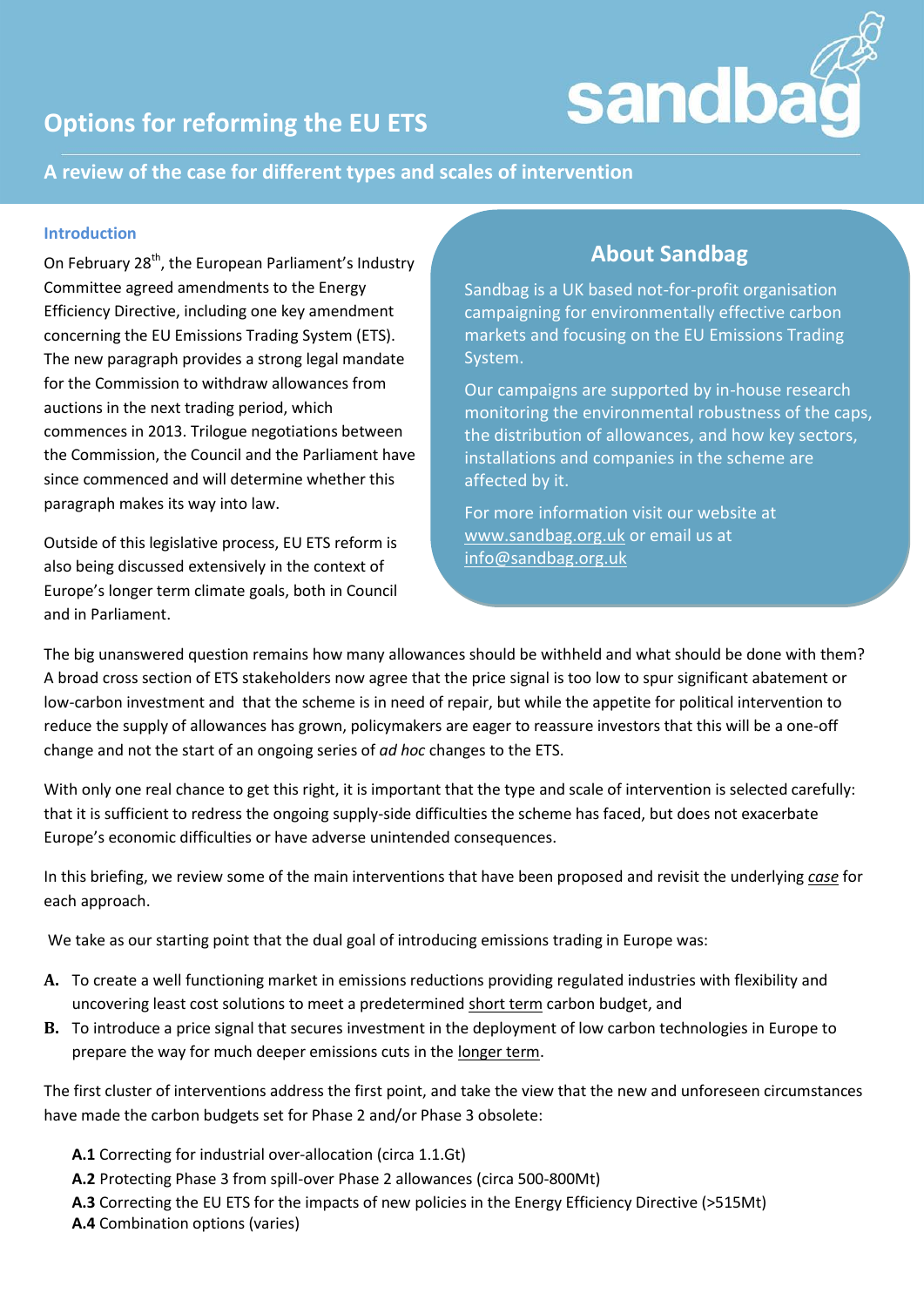# Options for reforming the EU ETS

sandbag

## A review of the case for different types and scales of intervention

### Introduction

On February 28th, the European Parliament's Industry Committee agreed amendments to the Energy Efficiency Directive, including one key amendment concerning the EU Emissions Trading System (ETS). The new paragraph provides a strong legal mandate for the Commission to withdraw allowances from auctions in the next trading period, which commences in 2013. Trilogue negotiations between the Commission, the Council and the Parliament have since commenced and will determine whether this paragraph makes its way into law.

Outside of this legislative process, EU ETS reform is also being discussed extensively in the context of Europe's longer term climate goals, both in Council and in Parliament.

### About Sandbag

Sandbag is a UK based not-for-profit organisation campaigning for environmentally effective carbon markets and focusing on the EU Emissions Trading System.

Our campaigns are supported by in-house research monitoring the environmental robustness of the caps, the distribution of allowances, and how key sectors, installations and companies in the scheme are affected by it.

For more information visit our website at www.sandbag.org.uk or email us at info@sandbag.org.uk

The big unanswered question remains how many allowances should be withheld and what should be done with them? A broad cross section of ETS stakeholders now agree that the price signal is too low to spur significant abatement or low-carbon investment and that the scheme is in need of repair, but while the appetite for political intervention to reduce the supply of allowances has grown, policymakers are eager to reassure investors that this will be a one-off change and not the start of an ongoing series of *ad hoc* changes to the ETS.

With only one real chance to get this right, it is important that the type and scale of intervention is selected carefully: that it is sufficient to redress the ongoing supply-side difficulties the scheme has faced, but does not exacerbate Europe's economic difficulties or have adverse unintended consequences.

In this briefing, we review some of the main interventions that have been proposed and revisit the underlying *case* for each approach.

We take as our starting point that the dual goal of introducing emissions trading in Europe was:

**A.** To create a well functioning market in emissions reductions providing regulated industries with flexibility and uncovering least cost solutions to meet a predetermined short term carbon budget, and

**B.** To introduce a price signal that secures investment in the deployment of low carbon technologies in Europe to prepare the way for much deeper emissions cuts in the longer term.

The first cluster of interventions address the first point, and take the view that the new and unforeseen circumstances have made the carbon budgets set for Phase 2 and/or Phase 3 obsolete:

- **A.1** Correcting for industrial over-allocation (circa 1.1.Gt)
- **A.2** Protecting Phase 3 from spill-over Phase 2 allowances (circa 500-800Mt)
- **A.3** Correcting the EU ETS for the impacts of new policies in the Energy Efficiency Directive (>515Mt)
- **A.4** Combination options (varies)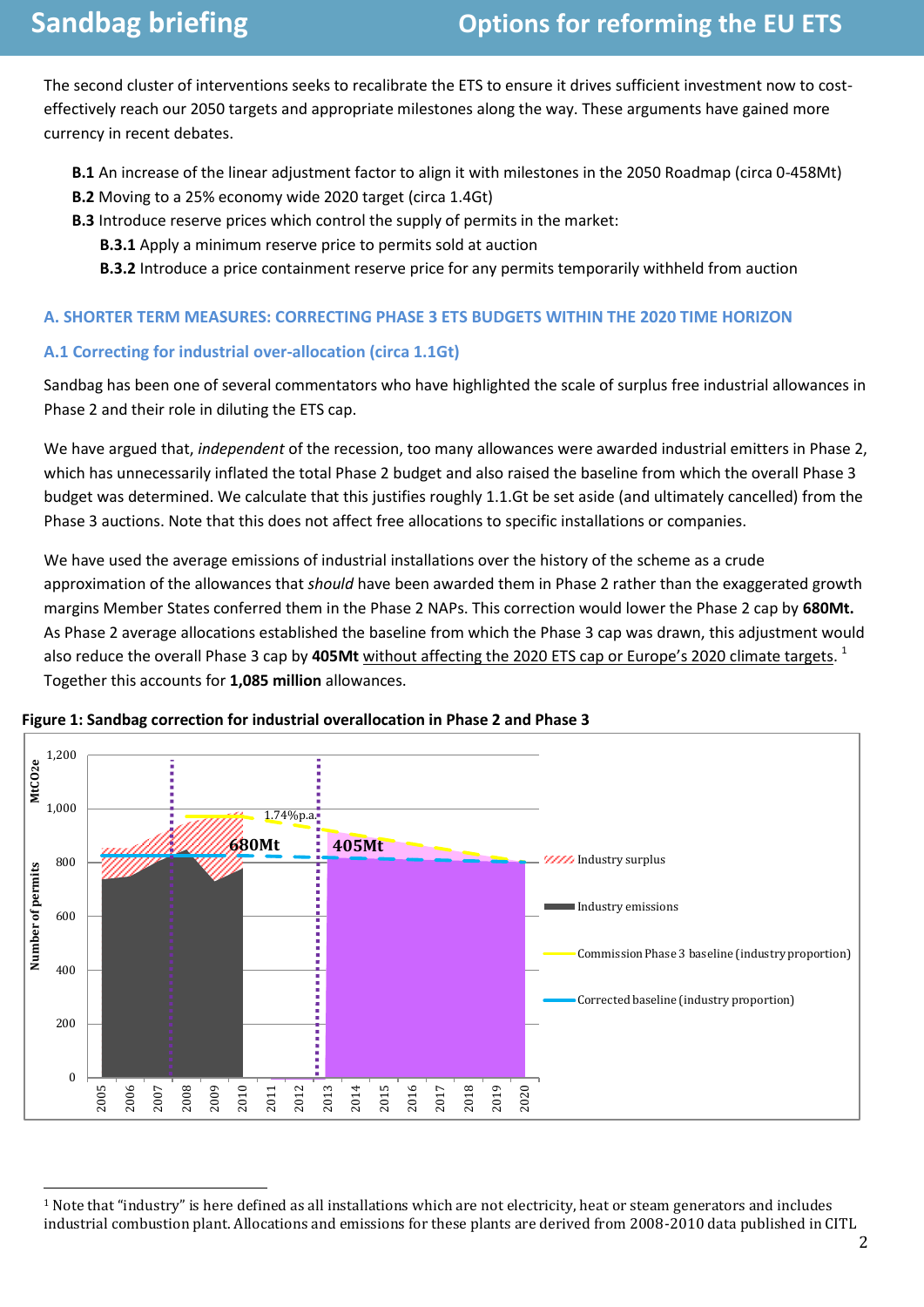The second cluster of interventions seeks to recalibrate the ETS to ensure it drives sufficient investment now to cost-effectively reach our 2050 targets and appropriate milestones along the way. These arguments have gained more currency in recent debates.

- **B.1** An increase of the linear adjustment factor to align it with milestones in the 2050 Roadmap (circa 0-458Mt)
- **B.2** Moving to a 25% economy wide 2020 target (circa 1.4Gt)
- **B.3** Introduce reserve prices which control the supply of permits in the market:
  - **B.3.1** Apply a minimum reserve price to permits sold at auction
  - **B.3.2** Introduce a price containment reserve price for any permits temporarily withheld from auction

## A. SHORTER TERM MEASURES: CORRECTING PHASE 3 ETS BUDGETS WITHIN THE 2020 TIME HORIZON

### A.1 Correcting for industrial over-allocation (circa 1.1Gt)

Sandbag has been one of several commentators who have highlighted the scale of surplus free industrial allowances in Phase 2 and their role in diluting the ETS cap.

We have argued that, *independent* of the recession, too many allowances were awarded industrial emitters in Phase 2, which has unnecessarily inflated the total Phase 2 budget and also raised the baseline from which the overall Phase 3 budget was determined. We calculate that this justifies roughly 1.1.Gt be set aside (and ultimately cancelled) from the Phase 3 auctions. Note that this does not affect free allocations to specific installations or companies.

We have used the average emissions of industrial installations over the history of the scheme as a crude approximation of the allowances that *should* have been awarded them in Phase 2 rather than the exaggerated growth margins Member States conferred them in the Phase 2 NAPs. This correction would lower the Phase 2 cap by **680Mt.** As Phase 2 average allocations established the baseline from which the Phase 3 cap was drawn, this adjustment would also reduce the overall Phase 3 cap by **405Mt** without affecting the 2020 ETS cap or Europe's 2020 climate targets.[1] Together this accounts for **1,085 million** allowances.

**Figure 1: Sandbag correction for industrial overallocation in Phase 2 and Phase 3**

[1] Note that "industry" is here defined as all installations which are not electricity, heat or steam generators and includes industrial combustion plant. Allocations and emissions for these plants are derived from 2008-2010 data published in CITL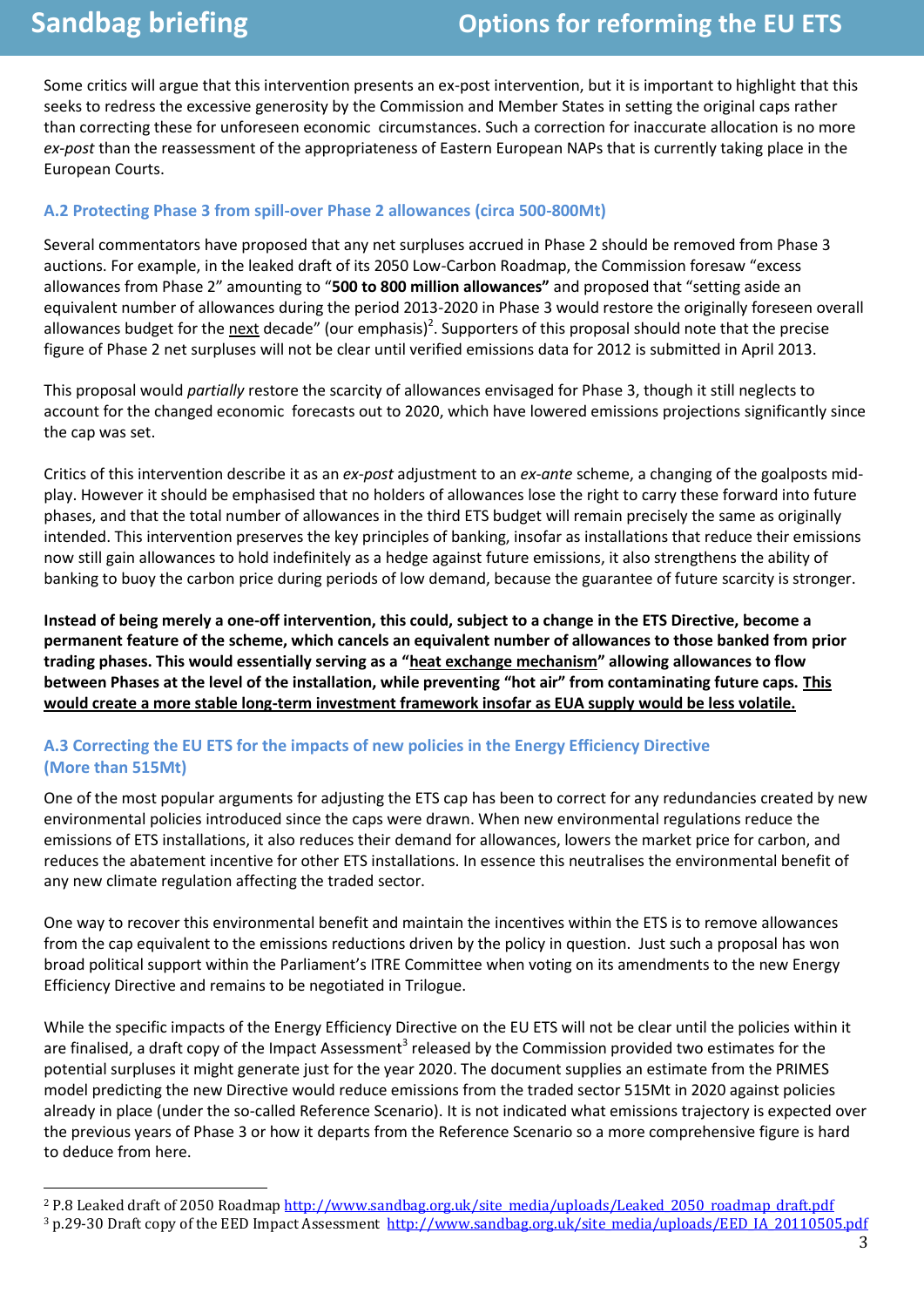Some critics will argue that this intervention presents an ex-post intervention, but it is important to highlight that this seeks to redress the excessive generosity by the Commission and Member States in setting the original caps rather than correcting these for unforeseen economic circumstances. Such a correction for inaccurate allocation is no more *ex-post* than the reassessment of the appropriateness of Eastern European NAPs that is currently taking place in the European Courts.

### A.2 Protecting Phase 3 from spill-over Phase 2 allowances (circa 500-800Mt)

Several commentators have proposed that any net surpluses accrued in Phase 2 should be removed from Phase 3 auctions. For example, in the leaked draft of its 2050 Low-Carbon Roadmap, the Commission foresaw "excess allowances from Phase 2" amounting to "**500 to 800 million allowances"** and proposed that "setting aside an equivalent number of allowances during the period 2013-2020 in Phase 3 would restore the originally foreseen overall allowances budget for the <u>next</u> decade" (our emphasis)[2]. Supporters of this proposal should note that the precise figure of Phase 2 net surpluses will not be clear until verified emissions data for 2012 is submitted in April 2013.

This proposal would *partially* restore the scarcity of allowances envisaged for Phase 3, though it still neglects to account for the changed economic forecasts out to 2020, which have lowered emissions projections significantly since the cap was set.

Critics of this intervention describe it as an *ex-post* adjustment to an *ex-ante* scheme, a changing of the goalposts mid-play. However it should be emphasised that no holders of allowances lose the right to carry these forward into future phases, and that the total number of allowances in the third ETS budget will remain precisely the same as originally intended. This intervention preserves the key principles of banking, insofar as installations that reduce their emissions now still gain allowances to hold indefinitely as a hedge against future emissions, it also strengthens the ability of banking to buoy the carbon price during periods of low demand, because the guarantee of future scarcity is stronger.

**Instead of being merely a one-off intervention, this could, subject to a change in the ETS Directive, become a permanent feature of the scheme, which cancels an equivalent number of allowances to those banked from prior trading phases. This would essentially serving as a "<u>heat exchange mechanism</u>" allowing allowances to flow between Phases at the level of the installation, while preventing "hot air" from contaminating future caps. <u>This would create a more stable long-term investment framework insofar as EUA supply would be less volatile.</u>**

### A.3 Correcting the EU ETS for the impacts of new policies in the Energy Efficiency Directive (More than 515Mt)

One of the most popular arguments for adjusting the ETS cap has been to correct for any redundancies created by new environmental policies introduced since the caps were drawn. When new environmental regulations reduce the emissions of ETS installations, it also reduces their demand for allowances, lowers the market price for carbon, and reduces the abatement incentive for other ETS installations. In essence this neutralises the environmental benefit of any new climate regulation affecting the traded sector.

One way to recover this environmental benefit and maintain the incentives within the ETS is to remove allowances from the cap equivalent to the emissions reductions driven by the policy in question. Just such a proposal has won broad political support within the Parliament's ITRE Committee when voting on its amendments to the new Energy Efficiency Directive and remains to be negotiated in Trilogue.

While the specific impacts of the Energy Efficiency Directive on the EU ETS will not be clear until the policies within it are finalised, a draft copy of the Impact Assessment[3] released by the Commission provided two estimates for the potential surpluses it might generate just for the year 2020. The document supplies an estimate from the PRIMES model predicting the new Directive would reduce emissions from the traded sector 515Mt in 2020 against policies already in place (under the so-called Reference Scenario). It is not indicated what emissions trajectory is expected over the previous years of Phase 3 or how it departs from the Reference Scenario so a more comprehensive figure is hard to deduce from here.

---

[2] P.8 Leaked draft of 2050 Roadmap http://www.sandbag.org.uk/site_media/uploads/Leaked_2050_roadmap_draft.pdf

[3] p.29-30 Draft copy of the EED Impact Assessment http://www.sandbag.org.uk/site_media/uploads/EED_IA_20110505.pdf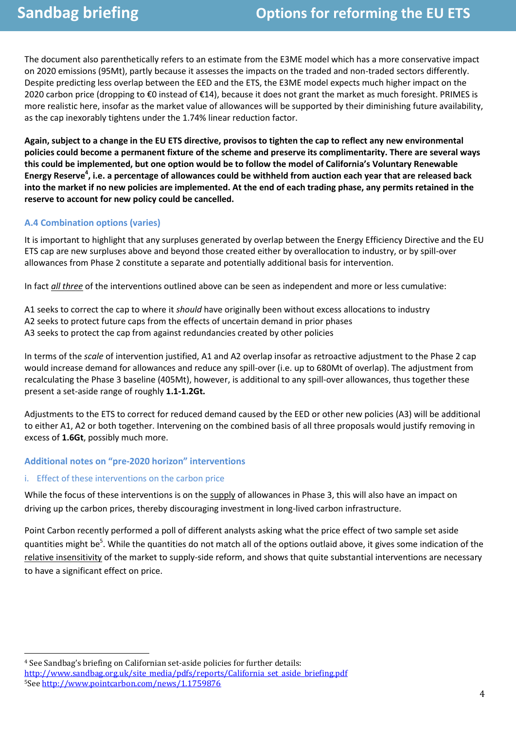The document also parenthetically refers to an estimate from the E3ME model which has a more conservative impact on 2020 emissions (95Mt), partly because it assesses the impacts on the traded and non-traded sectors differently. Despite predicting less overlap between the EED and the ETS, the E3ME model expects much higher impact on the 2020 carbon price (dropping to €0 instead of €14), because it does not grant the market as much foresight. PRIMES is more realistic here, insofar as the market value of allowances will be supported by their diminishing future availability, as the cap inexorably tightens under the 1.74% linear reduction factor.

**Again, subject to a change in the EU ETS directive, provisos to tighten the cap to reflect any new environmental policies could become a permanent fixture of the scheme and preserve its complimentarity. There are several ways this could be implemented, but one option would be to follow the model of California's Voluntary Renewable Energy Reserve[4], i.e. a percentage of allowances could be withheld from auction each year that are released back into the market if no new policies are implemented. At the end of each trading phase, any permits retained in the reserve to account for new policy could be cancelled.**

### A.4 Combination options (varies)

It is important to highlight that any surpluses generated by overlap between the Energy Efficiency Directive and the EU ETS cap are new surpluses above and beyond those created either by overallocation to industry, or by spill-over allowances from Phase 2 constitute a separate and potentially additional basis for intervention.

In fact *all three* of the interventions outlined above can be seen as independent and more or less cumulative:

A1 seeks to correct the cap to where it *should* have originally been without excess allocations to industry
A2 seeks to protect future caps from the effects of uncertain demand in prior phases
A3 seeks to protect the cap from against redundancies created by other policies

In terms of the *scale* of intervention justified, A1 and A2 overlap insofar as retroactive adjustment to the Phase 2 cap would increase demand for allowances and reduce any spill-over (i.e. up to 680Mt of overlap). The adjustment from recalculating the Phase 3 baseline (405Mt), however, is additional to any spill-over allowances, thus together these present a set-aside range of roughly **1.1-1.2Gt.**

Adjustments to the ETS to correct for reduced demand caused by the EED or other new policies (A3) will be additional to either A1, A2 or both together. Intervening on the combined basis of all three proposals would justify removing in excess of **1.6Gt**, possibly much more.

### Additional notes on "pre-2020 horizon" interventions

#### i. Effect of these interventions on the carbon price

While the focus of these interventions is on the supply of allowances in Phase 3, this will also have an impact on driving up the carbon prices, thereby discouraging investment in long-lived carbon infrastructure.

Point Carbon recently performed a poll of different analysts asking what the price effect of two sample set aside quantities might be[5]. While the quantities do not match all of the options outlaid above, it gives some indication of the relative insensitivity of the market to supply-side reform, and shows that quite substantial interventions are necessary to have a significant effect on price.

---

[4] See Sandbag's briefing on Californian set-aside policies for further details: http://www.sandbag.org.uk/site_media/pdfs/reports/California_set_aside_briefing.pdf

[5] See http://www.pointcarbon.com/news/1.1759876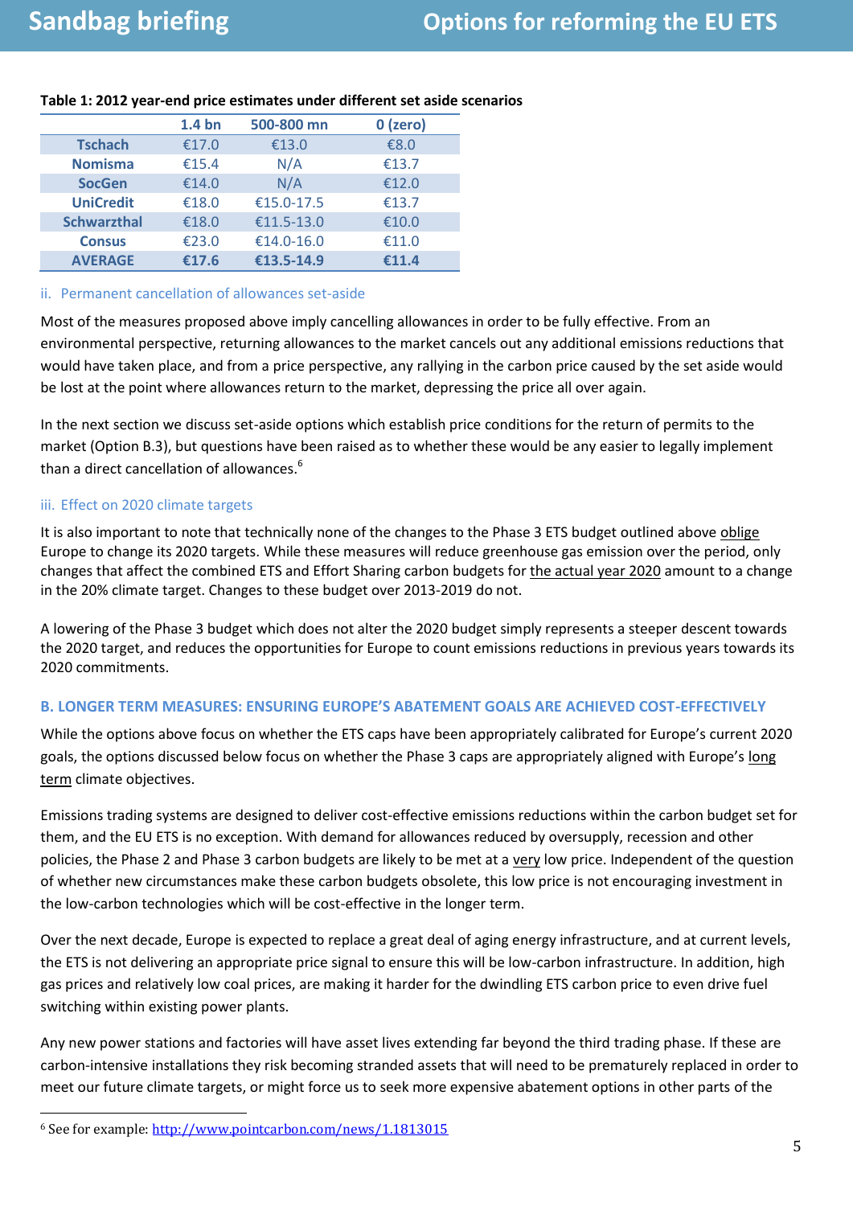**Table 1: 2012 year-end price estimates under different set aside scenarios**

| | 1.4 bn | 500-800 mn | 0 (zero) |
|---|---|---|---|
| **Tschach** | €17.0 | €13.0 | €8.0 |
| **Nomisma** | €15.4 | N/A | €13.7 |
| **SocGen** | €14.0 | N/A | €12.0 |
| **UniCredit** | €18.0 | €15.0-17.5 | €13.7 |
| **Schwarzthal** | €18.0 | €11.5-13.0 | €10.0 |
| **Consus** | €23.0 | €14.0-16.0 | €11.0 |
| **AVERAGE** | **€17.6** | **€13.5-14.9** | **€11.4** |

### ii. Permanent cancellation of allowances set-aside

Most of the measures proposed above imply cancelling allowances in order to be fully effective. From an environmental perspective, returning allowances to the market cancels out any additional emissions reductions that would have taken place, and from a price perspective, any rallying in the carbon price caused by the set aside would be lost at the point where allowances return to the market, depressing the price all over again.

In the next section we discuss set-aside options which establish price conditions for the return of permits to the market (Option B.3), but questions have been raised as to whether these would be any easier to legally implement than a direct cancellation of allowances.[6]

### iii. Effect on 2020 climate targets

It is also important to note that technically none of the changes to the Phase 3 ETS budget outlined above oblige Europe to change its 2020 targets. While these measures will reduce greenhouse gas emission over the period, only changes that affect the combined ETS and Effort Sharing carbon budgets for the actual year 2020 amount to a change in the 20% climate target. Changes to these budget over 2013-2019 do not.

A lowering of the Phase 3 budget which does not alter the 2020 budget simply represents a steeper descent towards the 2020 target, and reduces the opportunities for Europe to count emissions reductions in previous years towards its 2020 commitments.

## B. LONGER TERM MEASURES: ENSURING EUROPE'S ABATEMENT GOALS ARE ACHIEVED COST-EFFECTIVELY

While the options above focus on whether the ETS caps have been appropriately calibrated for Europe's current 2020 goals, the options discussed below focus on whether the Phase 3 caps are appropriately aligned with Europe's long term climate objectives.

Emissions trading systems are designed to deliver cost-effective emissions reductions within the carbon budget set for them, and the EU ETS is no exception. With demand for allowances reduced by oversupply, recession and other policies, the Phase 2 and Phase 3 carbon budgets are likely to be met at a very low price. Independent of the question of whether new circumstances make these carbon budgets obsolete, this low price is not encouraging investment in the low-carbon technologies which will be cost-effective in the longer term.

Over the next decade, Europe is expected to replace a great deal of aging energy infrastructure, and at current levels, the ETS is not delivering an appropriate price signal to ensure this will be low-carbon infrastructure. In addition, high gas prices and relatively low coal prices, are making it harder for the dwindling ETS carbon price to even drive fuel switching within existing power plants.

Any new power stations and factories will have asset lives extending far beyond the third trading phase. If these are carbon-intensive installations they risk becoming stranded assets that will need to be prematurely replaced in order to meet our future climate targets, or might force us to seek more expensive abatement options in other parts of the

---

[6] See for example: http://www.pointcarbon.com/news/1.1813015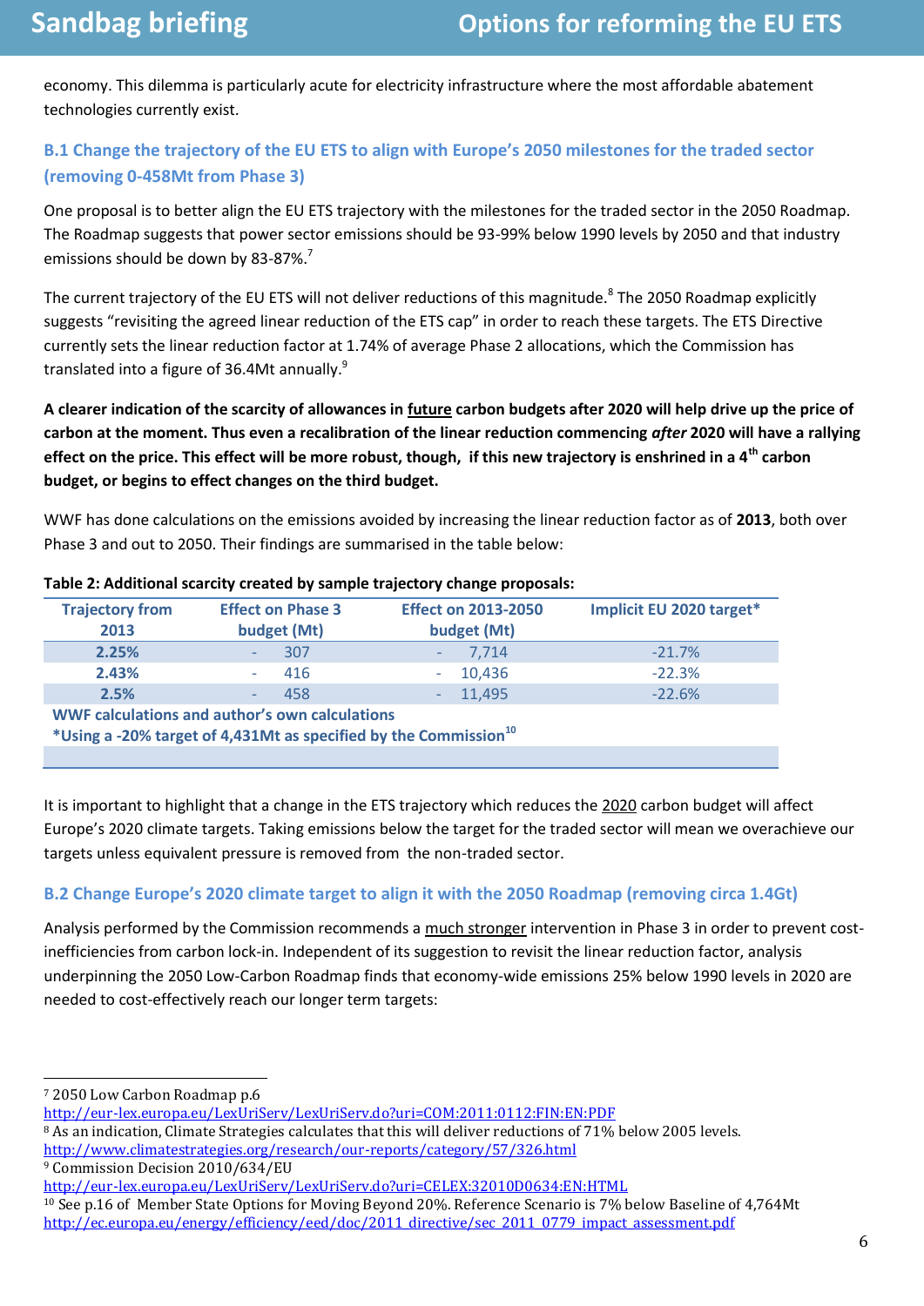economy. This dilemma is particularly acute for electricity infrastructure where the most affordable abatement technologies currently exist.

### B.1 Change the trajectory of the EU ETS to align with Europe's 2050 milestones for the traded sector (removing 0-458Mt from Phase 3)

One proposal is to better align the EU ETS trajectory with the milestones for the traded sector in the 2050 Roadmap. The Roadmap suggests that power sector emissions should be 93-99% below 1990 levels by 2050 and that industry emissions should be down by 83-87%.[7]

The current trajectory of the EU ETS will not deliver reductions of this magnitude.[8] The 2050 Roadmap explicitly suggests "revisiting the agreed linear reduction of the ETS cap" in order to reach these targets. The ETS Directive currently sets the linear reduction factor at 1.74% of average Phase 2 allocations, which the Commission has translated into a figure of 36.4Mt annually.[9]

**A clearer indication of the scarcity of allowances in future carbon budgets after 2020 will help drive up the price of carbon at the moment. Thus even a recalibration of the linear reduction commencing *after* 2020 will have a rallying effect on the price. This effect will be more robust, though, if this new trajectory is enshrined in a 4th carbon budget, or begins to effect changes on the third budget.**

WWF has done calculations on the emissions avoided by increasing the linear reduction factor as of **2013**, both over Phase 3 and out to 2050. Their findings are summarised in the table below:

**Table 2: Additional scarcity created by sample trajectory change proposals:**

| Trajectory from 2013 | Effect on Phase 3 budget (Mt) | Effect on 2013-2050 budget (Mt) | Implicit EU 2020 target* |
|---|---|---|---|
| 2.25% | - 307 | - 7,714 | -21.7% |
| 2.43% | - 416 | - 10,436 | -22.3% |
| 2.5% | - 458 | - 11,495 | -22.6% |

**WWF calculations and author's own calculations**
**\*Using a -20% target of 4,431Mt as specified by the Commission[10]**

It is important to highlight that a change in the ETS trajectory which reduces the 2020 carbon budget will affect Europe's 2020 climate targets. Taking emissions below the target for the traded sector will mean we overachieve our targets unless equivalent pressure is removed from the non-traded sector.

### B.2 Change Europe's 2020 climate target to align it with the 2050 Roadmap (removing circa 1.4Gt)

Analysis performed by the Commission recommends a much stronger intervention in Phase 3 in order to prevent cost-inefficiencies from carbon lock-in. Independent of its suggestion to revisit the linear reduction factor, analysis underpinning the 2050 Low-Carbon Roadmap finds that economy-wide emissions 25% below 1990 levels in 2020 are needed to cost-effectively reach our longer term targets:

---

[7] 2050 Low Carbon Roadmap p.6 http://eur-lex.europa.eu/LexUriServ/LexUriServ.do?uri=COM:2011:0112:FIN:EN:PDF

[8] As an indication, Climate Strategies calculates that this will deliver reductions of 71% below 2005 levels. http://www.climatestrategies.org/research/our-reports/category/57/326.html

[9] Commission Decision 2010/634/EU http://eur-lex.europa.eu/LexUriServ/LexUriServ.do?uri=CELEX:32010D0634:EN:HTML

[10] See p.16 of Member State Options for Moving Beyond 20%. Reference Scenario is 7% below Baseline of 4,764Mt http://ec.europa.eu/energy/efficiency/eed/doc/2011_directive/sec_2011_0779_impact_assessment.pdf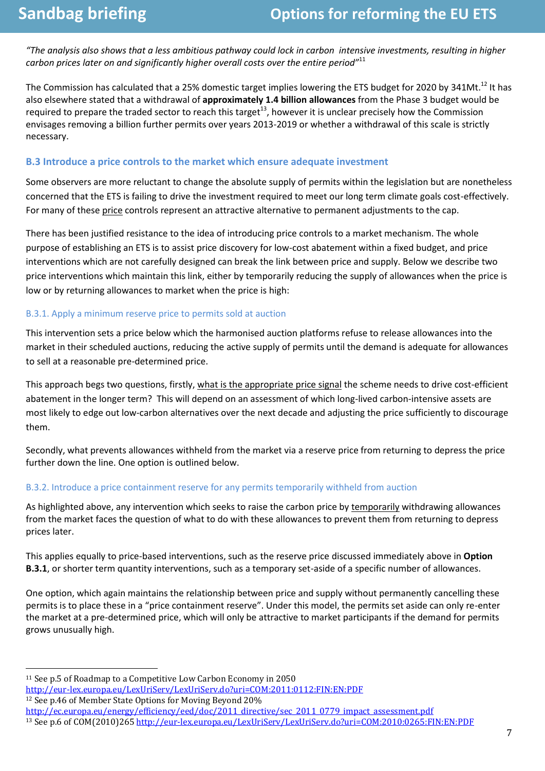*"The analysis also shows that a less ambitious pathway could lock in carbon intensive investments, resulting in higher carbon prices later on and significantly higher overall costs over the entire period"*[11]

The Commission has calculated that a 25% domestic target implies lowering the ETS budget for 2020 by 341Mt.[12] It has also elsewhere stated that a withdrawal of **approximately 1.4 billion allowances** from the Phase 3 budget would be required to prepare the traded sector to reach this target[13], however it is unclear precisely how the Commission envisages removing a billion further permits over years 2013-2019 or whether a withdrawal of this scale is strictly necessary.

### B.3 Introduce a price controls to the market which ensure adequate investment

Some observers are more reluctant to change the absolute supply of permits within the legislation but are nonetheless concerned that the ETS is failing to drive the investment required to meet our long term climate goals cost-effectively. For many of these price controls represent an attractive alternative to permanent adjustments to the cap.

There has been justified resistance to the idea of introducing price controls to a market mechanism. The whole purpose of establishing an ETS is to assist price discovery for low-cost abatement within a fixed budget, and price interventions which are not carefully designed can break the link between price and supply. Below we describe two price interventions which maintain this link, either by temporarily reducing the supply of allowances when the price is low or by returning allowances to market when the price is high:

#### B.3.1. Apply a minimum reserve price to permits sold at auction

This intervention sets a price below which the harmonised auction platforms refuse to release allowances into the market in their scheduled auctions, reducing the active supply of permits until the demand is adequate for allowances to sell at a reasonable pre-determined price.

This approach begs two questions, firstly, what is the appropriate price signal the scheme needs to drive cost-efficient abatement in the longer term? This will depend on an assessment of which long-lived carbon-intensive assets are most likely to edge out low-carbon alternatives over the next decade and adjusting the price sufficiently to discourage them.

Secondly, what prevents allowances withheld from the market via a reserve price from returning to depress the price further down the line. One option is outlined below.

#### B.3.2. Introduce a price containment reserve for any permits temporarily withheld from auction

As highlighted above, any intervention which seeks to raise the carbon price by temporarily withdrawing allowances from the market faces the question of what to do with these allowances to prevent them from returning to depress prices later.

This applies equally to price-based interventions, such as the reserve price discussed immediately above in **Option B.3.1**, or shorter term quantity interventions, such as a temporary set-aside of a specific number of allowances.

One option, which again maintains the relationship between price and supply without permanently cancelling these permits is to place these in a "price containment reserve". Under this model, the permits set aside can only re-enter the market at a pre-determined price, which will only be attractive to market participants if the demand for permits grows unusually high.

---

[11] See p.5 of Roadmap to a Competitive Low Carbon Economy in 2050 http://eur-lex.europa.eu/LexUriServ/LexUriServ.do?uri=COM:2011:0112:FIN:EN:PDF

[12] See p.46 of Member State Options for Moving Beyond 20% http://ec.europa.eu/energy/efficiency/eed/doc/2011_directive/sec_2011_0779_impact_assessment.pdf

[13] See p.6 of COM(2010)265 http://eur-lex.europa.eu/LexUriServ/LexUriServ.do?uri=COM:2010:0265:FIN:EN:PDF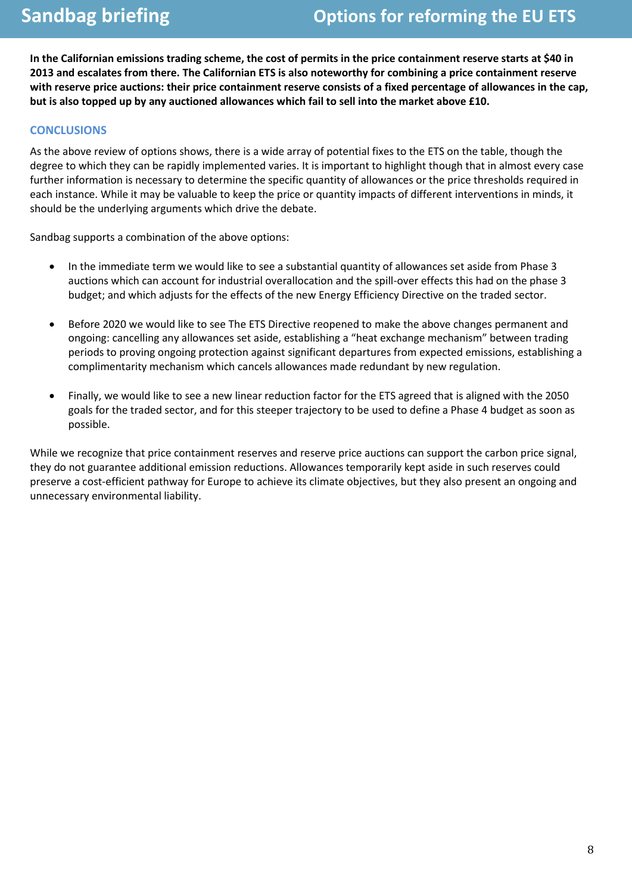**In the Californian emissions trading scheme, the cost of permits in the price containment reserve starts at $40 in 2013 and escalates from there. The Californian ETS is also noteworthy for combining a price containment reserve with reserve price auctions: their price containment reserve consists of a fixed percentage of allowances in the cap, but is also topped up by any auctioned allowances which fail to sell into the market above £10.**

## CONCLUSIONS

As the above review of options shows, there is a wide array of potential fixes to the ETS on the table, though the degree to which they can be rapidly implemented varies. It is important to highlight though that in almost every case further information is necessary to determine the specific quantity of allowances or the price thresholds required in each instance. While it may be valuable to keep the price or quantity impacts of different interventions in minds, it should be the underlying arguments which drive the debate.

Sandbag supports a combination of the above options:

- In the immediate term we would like to see a substantial quantity of allowances set aside from Phase 3 auctions which can account for industrial overallocation and the spill-over effects this had on the phase 3 budget; and which adjusts for the effects of the new Energy Efficiency Directive on the traded sector.
- Before 2020 we would like to see The ETS Directive reopened to make the above changes permanent and ongoing: cancelling any allowances set aside, establishing a "heat exchange mechanism" between trading periods to proving ongoing protection against significant departures from expected emissions, establishing a complimentarity mechanism which cancels allowances made redundant by new regulation.
- Finally, we would like to see a new linear reduction factor for the ETS agreed that is aligned with the 2050 goals for the traded sector, and for this steeper trajectory to be used to define a Phase 4 budget as soon as possible.

While we recognize that price containment reserves and reserve price auctions can support the carbon price signal, they do not guarantee additional emission reductions. Allowances temporarily kept aside in such reserves could preserve a cost-efficient pathway for Europe to achieve its climate objectives, but they also present an ongoing and unnecessary environmental liability.